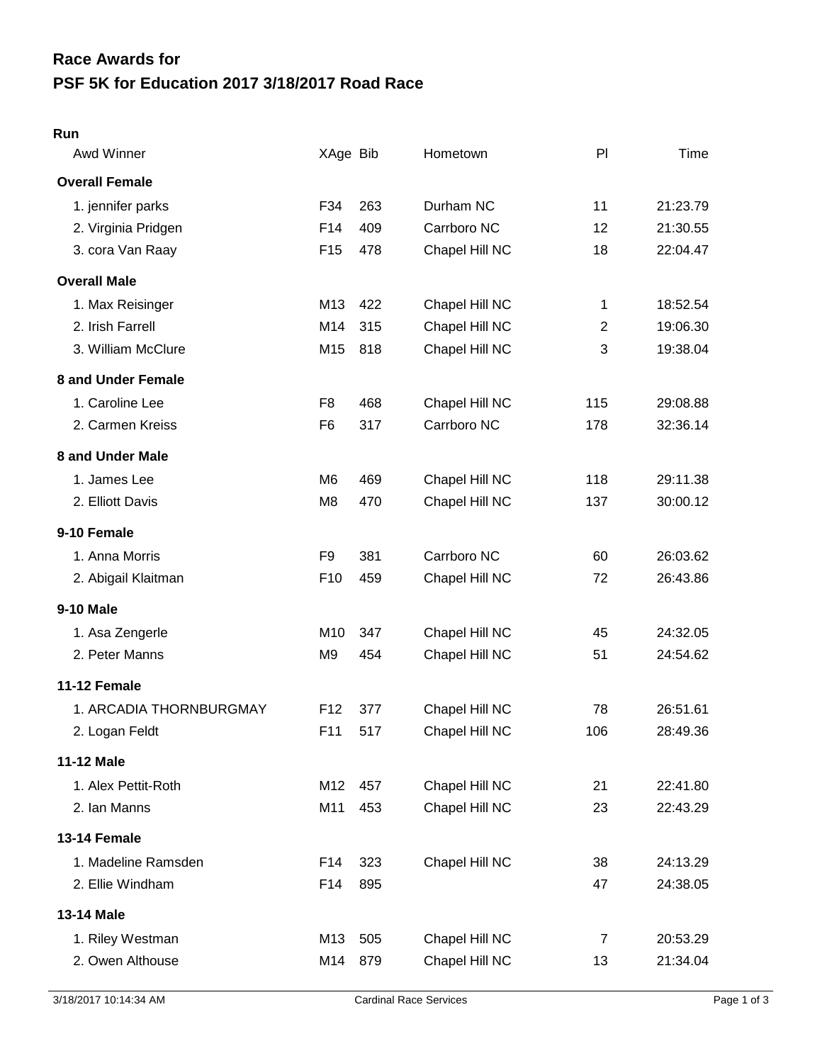# Race Awards for
# PSF 5K for Education 2017 3/18/2017 Road Race

## Run

| Awd Winner | XAge | Bib | Hometown | Pl | Time |
|---|---|---|---|---|---|
| **Overall Female** | | | | | |
| 1. jennifer parks | F34 | 263 | Durham NC | 11 | 21:23.79 |
| 2. Virginia Pridgen | F14 | 409 | Carrboro NC | 12 | 21:30.55 |
| 3. cora Van Raay | F15 | 478 | Chapel Hill NC | 18 | 22:04.47 |
| **Overall Male** | | | | | |
| 1. Max Reisinger | M13 | 422 | Chapel Hill NC | 1 | 18:52.54 |
| 2. Irish Farrell | M14 | 315 | Chapel Hill NC | 2 | 19:06.30 |
| 3. William McClure | M15 | 818 | Chapel Hill NC | 3 | 19:38.04 |
| **8 and Under Female** | | | | | |
| 1. Caroline Lee | F8 | 468 | Chapel Hill NC | 115 | 29:08.88 |
| 2. Carmen Kreiss | F6 | 317 | Carrboro NC | 178 | 32:36.14 |
| **8 and Under Male** | | | | | |
| 1. James Lee | M6 | 469 | Chapel Hill NC | 118 | 29:11.38 |
| 2. Elliott Davis | M8 | 470 | Chapel Hill NC | 137 | 30:00.12 |
| **9-10 Female** | | | | | |
| 1. Anna Morris | F9 | 381 | Carrboro NC | 60 | 26:03.62 |
| 2. Abigail Klaitman | F10 | 459 | Chapel Hill NC | 72 | 26:43.86 |
| **9-10 Male** | | | | | |
| 1. Asa Zengerle | M10 | 347 | Chapel Hill NC | 45 | 24:32.05 |
| 2. Peter Manns | M9 | 454 | Chapel Hill NC | 51 | 24:54.62 |
| **11-12 Female** | | | | | |
| 1. ARCADIA THORNBURGMAY | F12 | 377 | Chapel Hill NC | 78 | 26:51.61 |
| 2. Logan Feldt | F11 | 517 | Chapel Hill NC | 106 | 28:49.36 |
| **11-12 Male** | | | | | |
| 1. Alex Pettit-Roth | M12 | 457 | Chapel Hill NC | 21 | 22:41.80 |
| 2. Ian Manns | M11 | 453 | Chapel Hill NC | 23 | 22:43.29 |
| **13-14 Female** | | | | | |
| 1. Madeline Ramsden | F14 | 323 | Chapel Hill NC | 38 | 24:13.29 |
| 2. Ellie Windham | F14 | 895 | | 47 | 24:38.05 |
| **13-14 Male** | | | | | |
| 1. Riley Westman | M13 | 505 | Chapel Hill NC | 7 | 20:53.29 |
| 2. Owen Althouse | M14 | 879 | Chapel Hill NC | 13 | 21:34.04 |

3/18/2017 10:14:34 AM Cardinal Race Services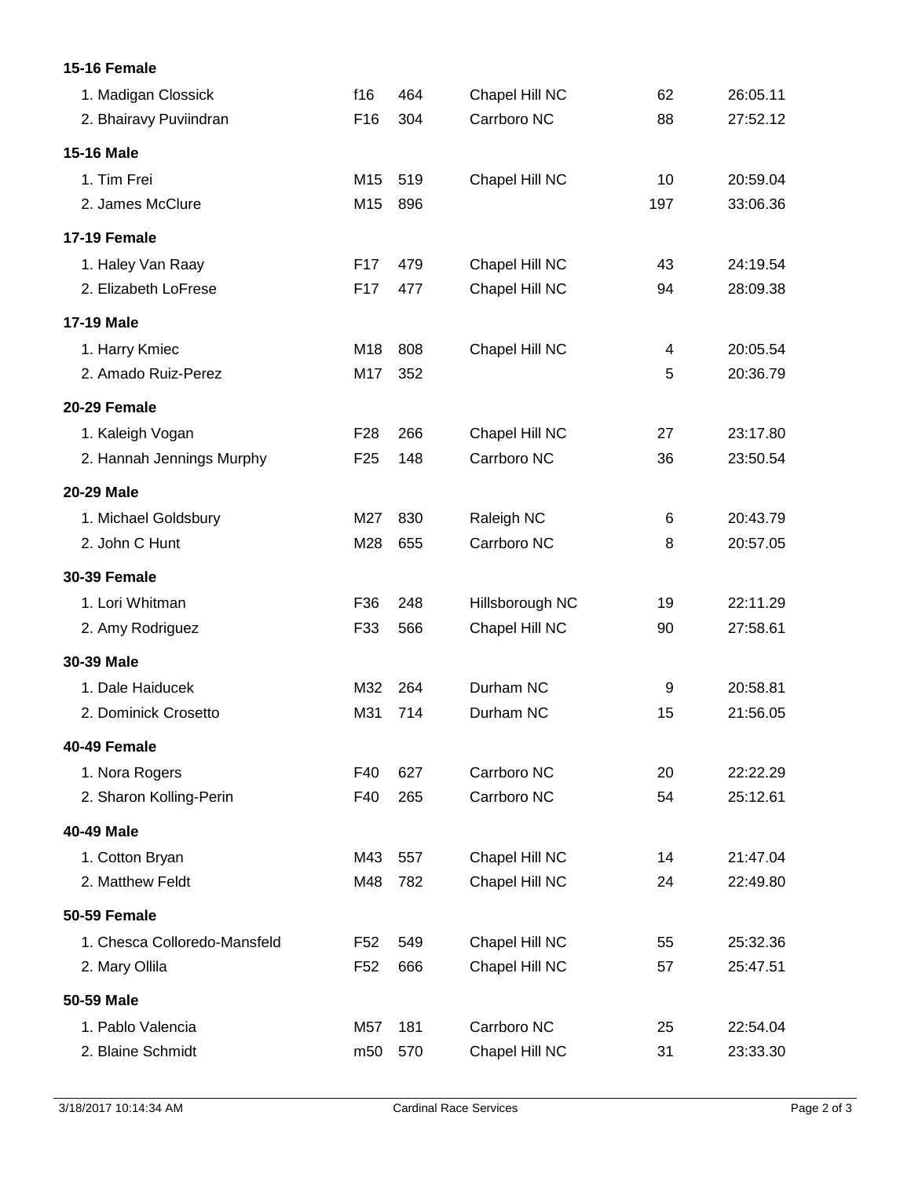**15-16 Female**

| | | | | | |
|---|---|---|---|---|---|
| 1. Madigan Clossick | f16 | 464 | Chapel Hill NC | 62 | 26:05.11 |
| 2. Bhairavy Puviindran | F16 | 304 | Carrboro NC | 88 | 27:52.12 |

**15-16 Male**

| | | | | | |
|---|---|---|---|---|---|
| 1. Tim Frei | M15 | 519 | Chapel Hill NC | 10 | 20:59.04 |
| 2. James McClure | M15 | 896 | | 197 | 33:06.36 |

**17-19 Female**

| | | | | | |
|---|---|---|---|---|---|
| 1. Haley Van Raay | F17 | 479 | Chapel Hill NC | 43 | 24:19.54 |
| 2. Elizabeth LoFrese | F17 | 477 | Chapel Hill NC | 94 | 28:09.38 |

**17-19 Male**

| | | | | | |
|---|---|---|---|---|---|
| 1. Harry Kmiec | M18 | 808 | Chapel Hill NC | 4 | 20:05.54 |
| 2. Amado Ruiz-Perez | M17 | 352 | | 5 | 20:36.79 |

**20-29 Female**

| | | | | | |
|---|---|---|---|---|---|
| 1. Kaleigh Vogan | F28 | 266 | Chapel Hill NC | 27 | 23:17.80 |
| 2. Hannah Jennings Murphy | F25 | 148 | Carrboro NC | 36 | 23:50.54 |

**20-29 Male**

| | | | | | |
|---|---|---|---|---|---|
| 1. Michael Goldsbury | M27 | 830 | Raleigh NC | 6 | 20:43.79 |
| 2. John C Hunt | M28 | 655 | Carrboro NC | 8 | 20:57.05 |

**30-39 Female**

| | | | | | |
|---|---|---|---|---|---|
| 1. Lori Whitman | F36 | 248 | Hillsborough NC | 19 | 22:11.29 |
| 2. Amy Rodriguez | F33 | 566 | Chapel Hill NC | 90 | 27:58.61 |

**30-39 Male**

| | | | | | |
|---|---|---|---|---|---|
| 1. Dale Haiducek | M32 | 264 | Durham NC | 9 | 20:58.81 |
| 2. Dominick Crosetto | M31 | 714 | Durham NC | 15 | 21:56.05 |

**40-49 Female**

| | | | | | |
|---|---|---|---|---|---|
| 1. Nora Rogers | F40 | 627 | Carrboro NC | 20 | 22:22.29 |
| 2. Sharon Kolling-Perin | F40 | 265 | Carrboro NC | 54 | 25:12.61 |

**40-49 Male**

| | | | | | |
|---|---|---|---|---|---|
| 1. Cotton Bryan | M43 | 557 | Chapel Hill NC | 14 | 21:47.04 |
| 2. Matthew Feldt | M48 | 782 | Chapel Hill NC | 24 | 22:49.80 |

**50-59 Female**

| | | | | | |
|---|---|---|---|---|---|
| 1. Chesca Colloredo-Mansfeld | F52 | 549 | Chapel Hill NC | 55 | 25:32.36 |
| 2. Mary Ollila | F52 | 666 | Chapel Hill NC | 57 | 25:47.51 |

**50-59 Male**

| | | | | | |
|---|---|---|---|---|---|
| 1. Pablo Valencia | M57 | 181 | Carrboro NC | 25 | 22:54.04 |
| 2. Blaine Schmidt | m50 | 570 | Chapel Hill NC | 31 | 23:33.30 |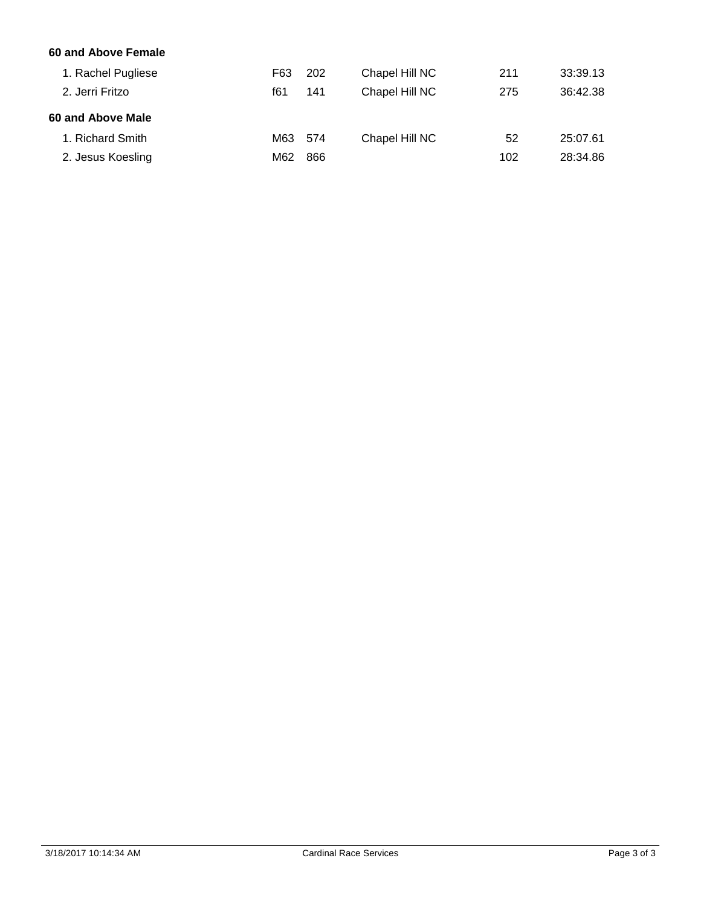**60 and Above Female**

| | | | | | |
|---|---|---|---|---|---|
| 1. Rachel Pugliese | F63 | 202 | Chapel Hill NC | 211 | 33:39.13 |
| 2. Jerri Fritzo | f61 | 141 | Chapel Hill NC | 275 | 36:42.38 |

**60 and Above Male**

| | | | | | |
|---|---|---|---|---|---|
| 1. Richard Smith | M63 | 574 | Chapel Hill NC | 52 | 25:07.61 |
| 2. Jesus Koesling | M62 | 866 | | 102 | 28:34.86 |

3/18/2017 10:14:34 AM Cardinal Race Services